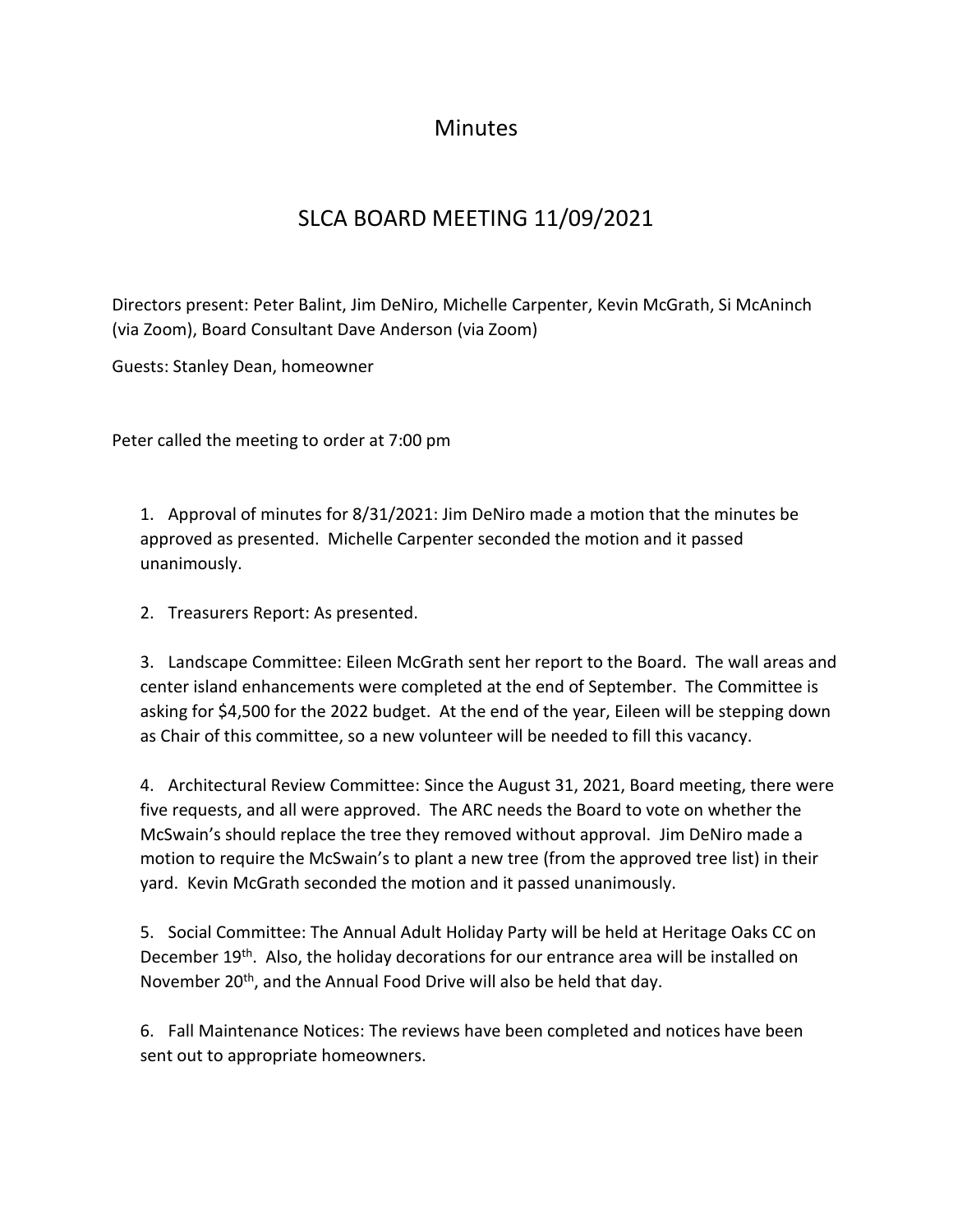# Minutes

## SLCA BOARD MEETING 11/09/2021

Directors present: Peter Balint, Jim DeNiro, Michelle Carpenter, Kevin McGrath, Si McAninch (via Zoom), Board Consultant Dave Anderson (via Zoom)

Guests: Stanley Dean, homeowner

Peter called the meeting to order at 7:00 pm

1. Approval of minutes for 8/31/2021: Jim DeNiro made a motion that the minutes be approved as presented. Michelle Carpenter seconded the motion and it passed unanimously.

2. Treasurers Report: As presented.

3. Landscape Committee: Eileen McGrath sent her report to the Board. The wall areas and center island enhancements were completed at the end of September. The Committee is asking for $4,500 for the 2022 budget. At the end of the year, Eileen will be stepping down as Chair of this committee, so a new volunteer will be needed to fill this vacancy.

4. Architectural Review Committee: Since the August 31, 2021, Board meeting, there were five requests, and all were approved. The ARC needs the Board to vote on whether the McSwain's should replace the tree they removed without approval. Jim DeNiro made a motion to require the McSwain's to plant a new tree (from the approved tree list) in their yard. Kevin McGrath seconded the motion and it passed unanimously.

5. Social Committee: The Annual Adult Holiday Party will be held at Heritage Oaks CC on December 19th. Also, the holiday decorations for our entrance area will be installed on November 20th, and the Annual Food Drive will also be held that day.

6. Fall Maintenance Notices: The reviews have been completed and notices have been sent out to appropriate homeowners.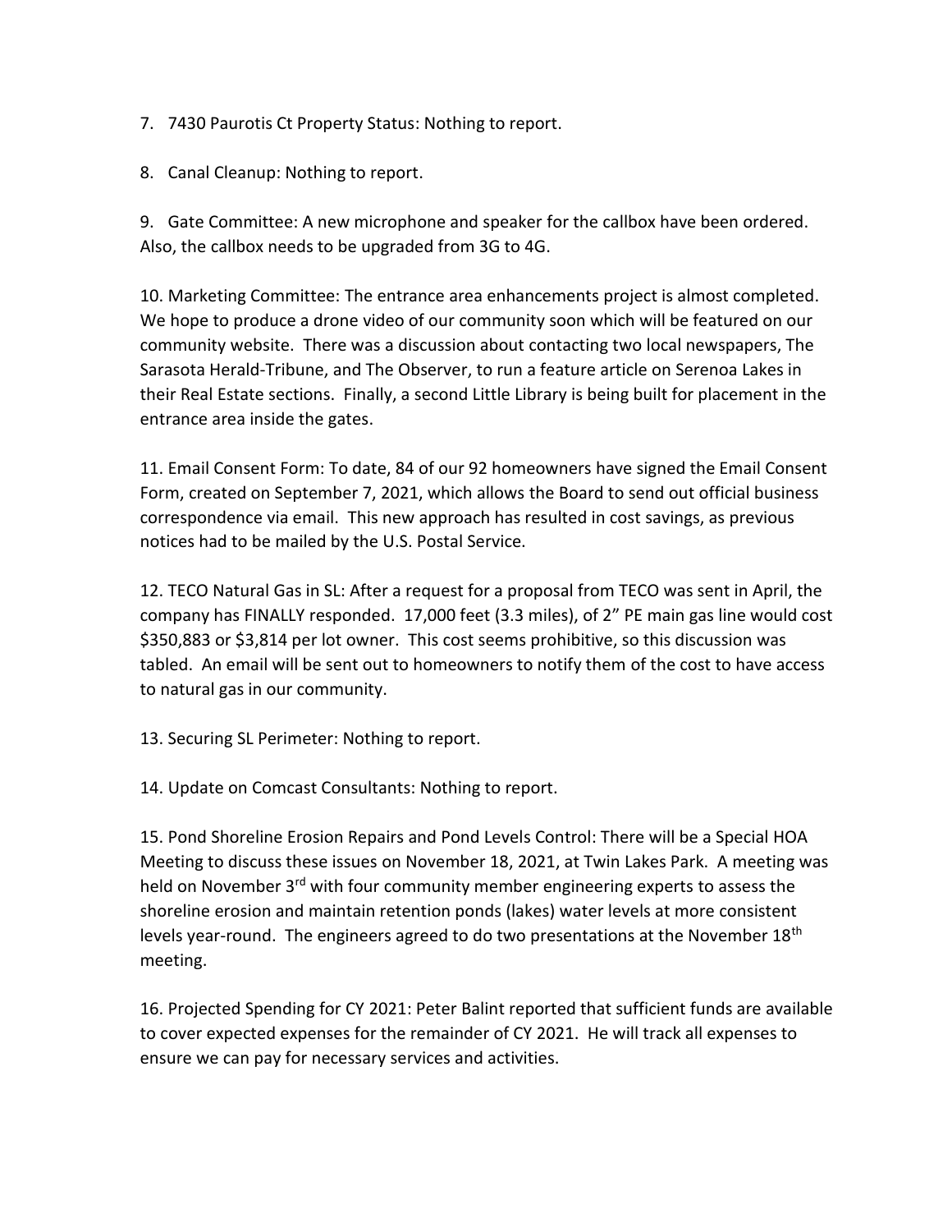7. 7430 Paurotis Ct Property Status: Nothing to report.

8. Canal Cleanup: Nothing to report.

9. Gate Committee: A new microphone and speaker for the callbox have been ordered. Also, the callbox needs to be upgraded from 3G to 4G.

10. Marketing Committee: The entrance area enhancements project is almost completed. We hope to produce a drone video of our community soon which will be featured on our community website. There was a discussion about contacting two local newspapers, The Sarasota Herald-Tribune, and The Observer, to run a feature article on Serenoa Lakes in their Real Estate sections. Finally, a second Little Library is being built for placement in the entrance area inside the gates.

11. Email Consent Form: To date, 84 of our 92 homeowners have signed the Email Consent Form, created on September 7, 2021, which allows the Board to send out official business correspondence via email. This new approach has resulted in cost savings, as previous notices had to be mailed by the U.S. Postal Service.

12. TECO Natural Gas in SL: After a request for a proposal from TECO was sent in April, the company has FINALLY responded. 17,000 feet (3.3 miles), of 2" PE main gas line would cost $350,883 or $3,814 per lot owner. This cost seems prohibitive, so this discussion was tabled. An email will be sent out to homeowners to notify them of the cost to have access to natural gas in our community.

13. Securing SL Perimeter: Nothing to report.

14. Update on Comcast Consultants: Nothing to report.

15. Pond Shoreline Erosion Repairs and Pond Levels Control: There will be a Special HOA Meeting to discuss these issues on November 18, 2021, at Twin Lakes Park. A meeting was held on November 3rd with four community member engineering experts to assess the shoreline erosion and maintain retention ponds (lakes) water levels at more consistent levels year-round. The engineers agreed to do two presentations at the November 18th meeting.

16. Projected Spending for CY 2021: Peter Balint reported that sufficient funds are available to cover expected expenses for the remainder of CY 2021. He will track all expenses to ensure we can pay for necessary services and activities.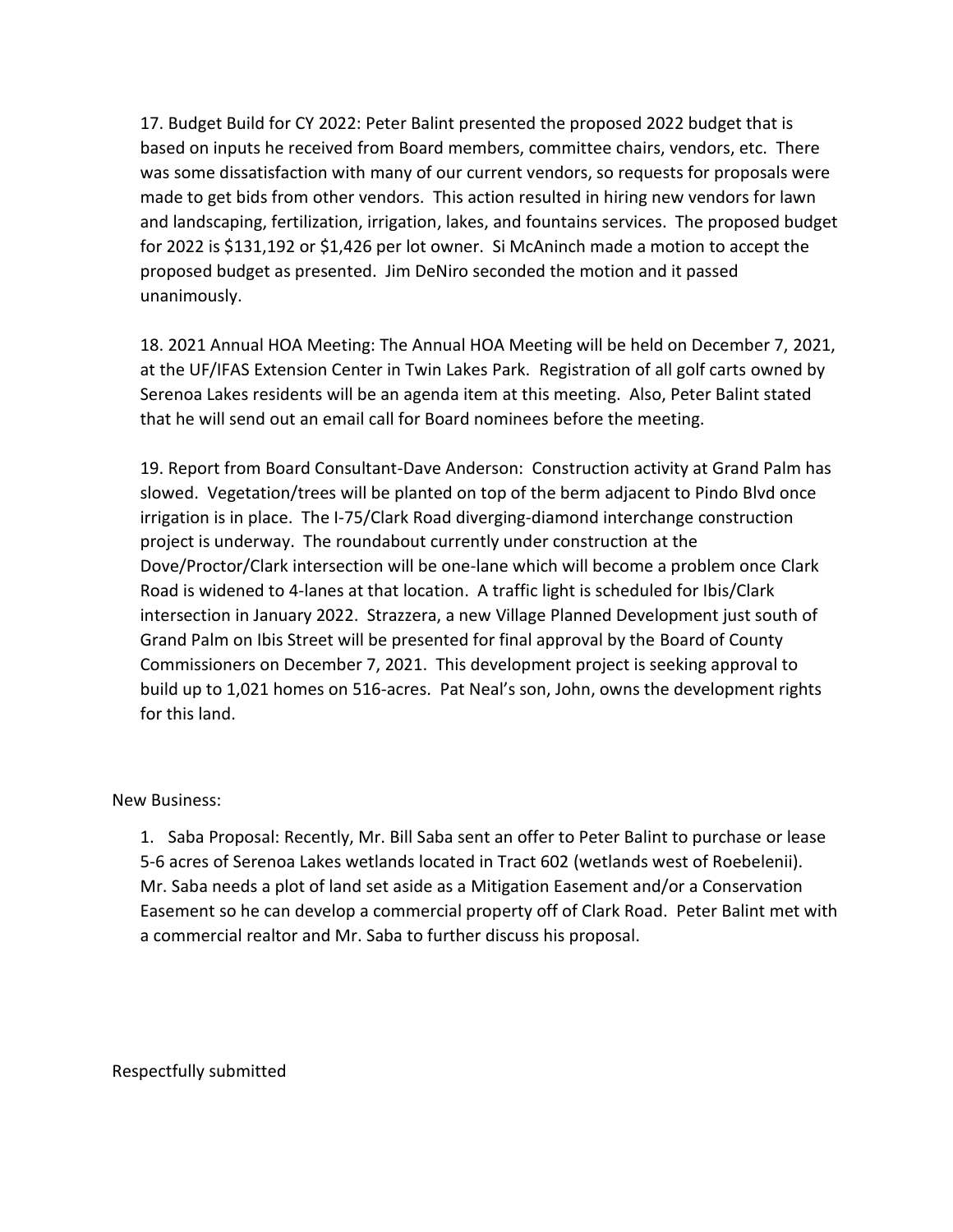17. Budget Build for CY 2022: Peter Balint presented the proposed 2022 budget that is based on inputs he received from Board members, committee chairs, vendors, etc. There was some dissatisfaction with many of our current vendors, so requests for proposals were made to get bids from other vendors. This action resulted in hiring new vendors for lawn and landscaping, fertilization, irrigation, lakes, and fountains services. The proposed budget for 2022 is $131,192 or $1,426 per lot owner. Si McAninch made a motion to accept the proposed budget as presented. Jim DeNiro seconded the motion and it passed unanimously.

18. 2021 Annual HOA Meeting: The Annual HOA Meeting will be held on December 7, 2021, at the UF/IFAS Extension Center in Twin Lakes Park. Registration of all golf carts owned by Serenoa Lakes residents will be an agenda item at this meeting. Also, Peter Balint stated that he will send out an email call for Board nominees before the meeting.

19. Report from Board Consultant-Dave Anderson: Construction activity at Grand Palm has slowed. Vegetation/trees will be planted on top of the berm adjacent to Pindo Blvd once irrigation is in place. The I-75/Clark Road diverging-diamond interchange construction project is underway. The roundabout currently under construction at the Dove/Proctor/Clark intersection will be one-lane which will become a problem once Clark Road is widened to 4-lanes at that location. A traffic light is scheduled for Ibis/Clark intersection in January 2022. Strazzera, a new Village Planned Development just south of Grand Palm on Ibis Street will be presented for final approval by the Board of County Commissioners on December 7, 2021. This development project is seeking approval to build up to 1,021 homes on 516-acres. Pat Neal's son, John, owns the development rights for this land.

New Business:

1. Saba Proposal: Recently, Mr. Bill Saba sent an offer to Peter Balint to purchase or lease 5-6 acres of Serenoa Lakes wetlands located in Tract 602 (wetlands west of Roebelenii). Mr. Saba needs a plot of land set aside as a Mitigation Easement and/or a Conservation Easement so he can develop a commercial property off of Clark Road. Peter Balint met with a commercial realtor and Mr. Saba to further discuss his proposal.

Respectfully submitted